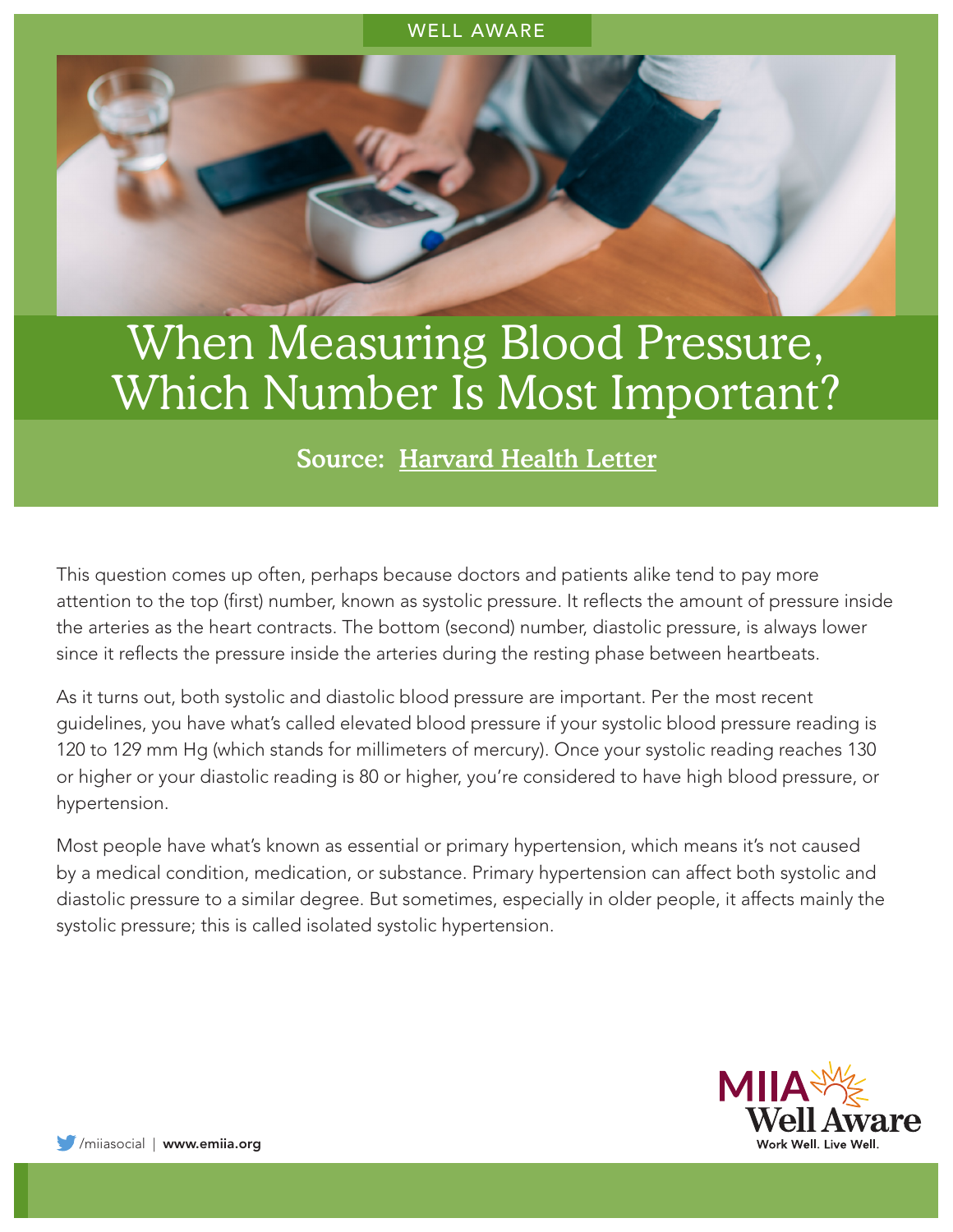WELL AWARE

# When Measuring Blood Pressure, Which Number Is Most Important?

**Source: Harvard Health Letter**

This question comes up often, perhaps because doctors and patients alike tend to pay more attention to the top (first) number, known as systolic pressure. It reflects the amount of pressure inside the arteries as the heart contracts. The bottom (second) number, diastolic pressure, is always lower since it reflects the pressure inside the arteries during the resting phase between heartbeats.

As it turns out, both systolic and diastolic blood pressure are important. Per the most recent guidelines, you have what's called elevated blood pressure if your systolic blood pressure reading is 120 to 129 mm Hg (which stands for millimeters of mercury). Once your systolic reading reaches 130 or higher or your diastolic reading is 80 or higher, you're considered to have high blood pressure, or hypertension.

Most people have what's known as essential or primary hypertension, which means it's not caused by a medical condition, medication, or substance. Primary hypertension can affect both systolic and diastolic pressure to a similar degree. But sometimes, especially in older people, it affects mainly the systolic pressure; this is called isolated systolic hypertension.

/miiasocial | **www.emiia.org**

MIIA Well Aware
Work Well. Live Well.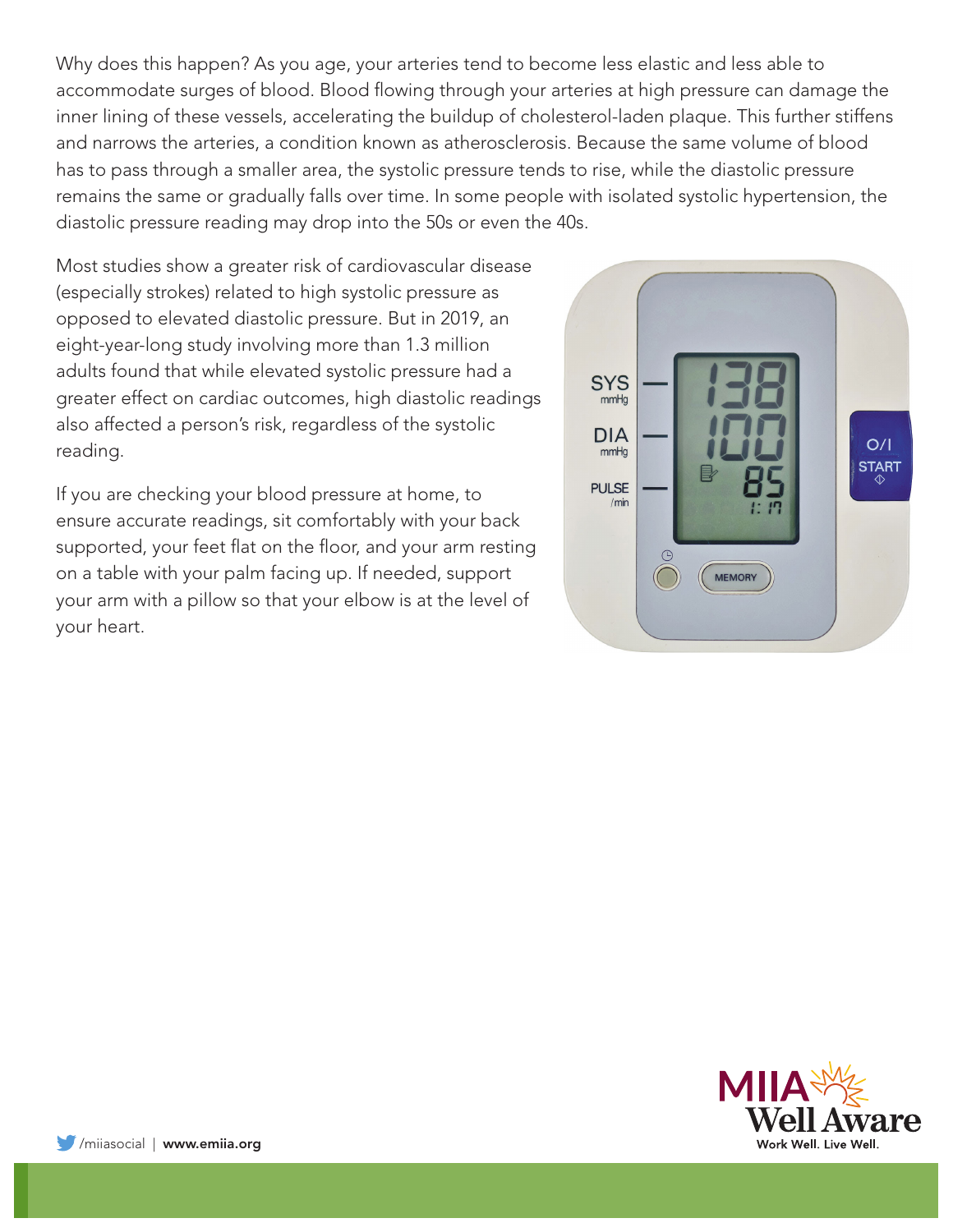Why does this happen? As you age, your arteries tend to become less elastic and less able to accommodate surges of blood. Blood flowing through your arteries at high pressure can damage the inner lining of these vessels, accelerating the buildup of cholesterol-laden plaque. This further stiffens and narrows the arteries, a condition known as atherosclerosis. Because the same volume of blood has to pass through a smaller area, the systolic pressure tends to rise, while the diastolic pressure remains the same or gradually falls over time. In some people with isolated systolic hypertension, the diastolic pressure reading may drop into the 50s or even the 40s.

Most studies show a greater risk of cardiovascular disease (especially strokes) related to high systolic pressure as opposed to elevated diastolic pressure. But in 2019, an eight-year-long study involving more than 1.3 million adults found that while elevated systolic pressure had a greater effect on cardiac outcomes, high diastolic readings also affected a person's risk, regardless of the systolic reading.

If you are checking your blood pressure at home, to ensure accurate readings, sit comfortably with your back supported, your feet flat on the floor, and your arm resting on a table with your palm facing up. If needed, support your arm with a pillow so that your elbow is at the level of your heart.